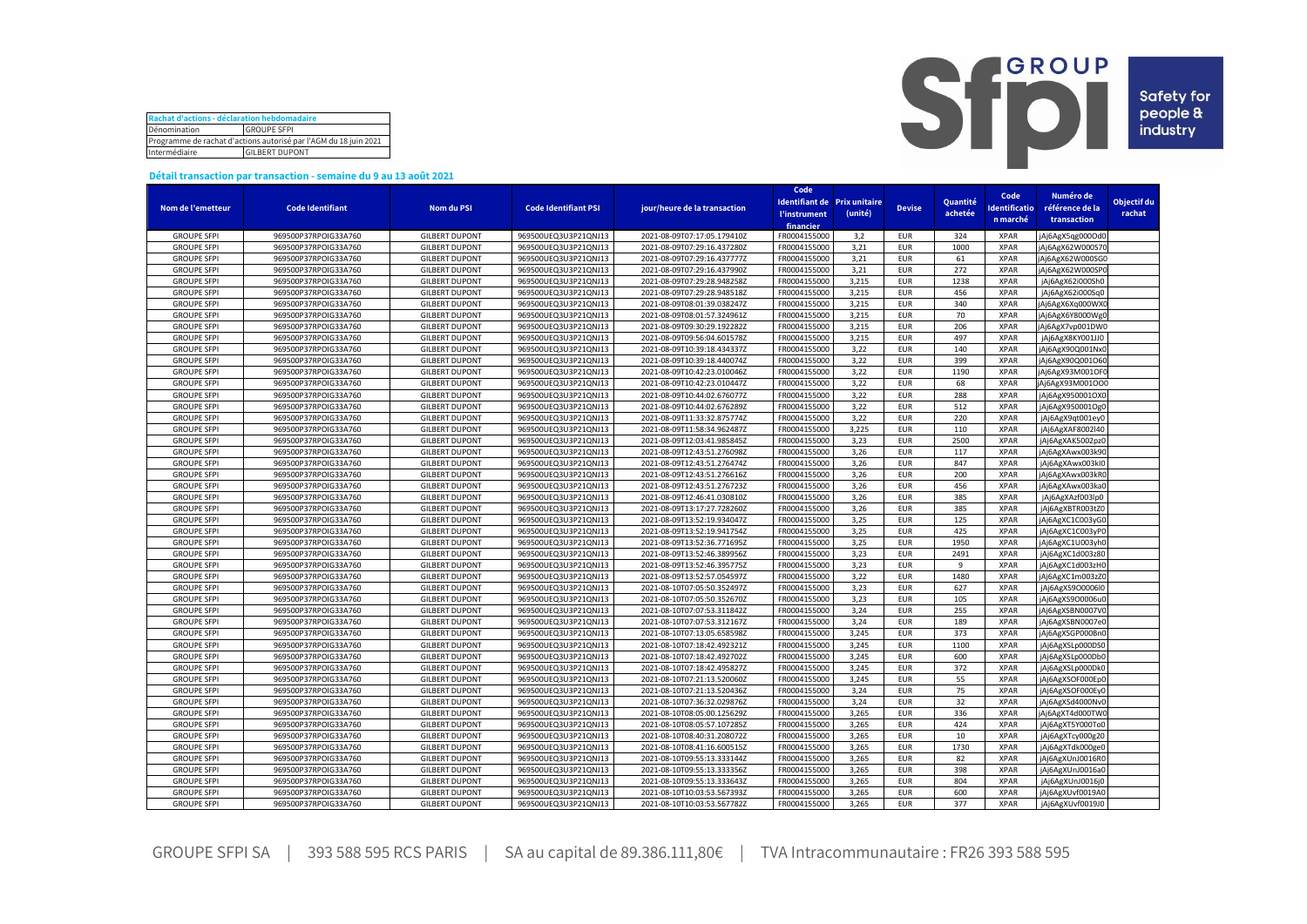| Rachat d'actions - déclaration hebdomadaire | |
|---|---|
| Dénomination | GROUPE SFPI |
| Programme de rachat d'actions autorisé par l'AGM du 18 juin 2021 | |
| Intermédiaire | GILBERT DUPONT |

**Détail transaction par transaction - semaine du 9 au 13 août 2021**

| Nom de l'emetteur | Code Identifiant | Nom du PSI | Code Identifiant PSI | jour/heure de la transaction | Code Identifiant de l'instrument financier | Prix unitaire (unité) | Devise | Quantité achetée | Code Identification marché | Numéro de référence de la transaction | Objectif du rachat |
|---|---|---|---|---|---|---|---|---|---|---|---|
| GROUPE SFPI | 969500P37RPOIG33A760 | GILBERT DUPONT | 969500UEQ3U3P21QNJ13 | 2021-08-09T07:17:05.179410Z | FR0004155000 | 3,2 | EUR | 324 | XPAR | jAj6AgX5qg000Od0 | |
| GROUPE SFPI | 969500P37RPOIG33A760 | GILBERT DUPONT | 969500UEQ3U3P21QNJ13 | 2021-08-09T07:29:16.437280Z | FR0004155000 | 3,21 | EUR | 1000 | XPAR | jAj6AgX62W000S70 | |
| GROUPE SFPI | 969500P37RPOIG33A760 | GILBERT DUPONT | 969500UEQ3U3P21QNJ13 | 2021-08-09T07:29:16.437777Z | FR0004155000 | 3,21 | EUR | 61 | XPAR | jAj6AgX62W000SG0 | |
| GROUPE SFPI | 969500P37RPOIG33A760 | GILBERT DUPONT | 969500UEQ3U3P21QNJ13 | 2021-08-09T07:29:16.437990Z | FR0004155000 | 3,21 | EUR | 272 | XPAR | jAj6AgX62W000SP0 | |
| GROUPE SFPI | 969500P37RPOIG33A760 | GILBERT DUPONT | 969500UEQ3U3P21QNJ13 | 2021-08-09T07:29:28.948258Z | FR0004155000 | 3,215 | EUR | 1238 | XPAR | jAj6AgX62i000Sh0 | |
| GROUPE SFPI | 969500P37RPOIG33A760 | GILBERT DUPONT | 969500UEQ3U3P21QNJ13 | 2021-08-09T07:29:28.948518Z | FR0004155000 | 3,215 | EUR | 456 | XPAR | jAj6AgX62i000Sq0 | |
| GROUPE SFPI | 969500P37RPOIG33A760 | GILBERT DUPONT | 969500UEQ3U3P21QNJ13 | 2021-08-09T08:01:39.038247Z | FR0004155000 | 3,215 | EUR | 340 | XPAR | jAj6AgX6Xq000WX0 | |
| GROUPE SFPI | 969500P37RPOIG33A760 | GILBERT DUPONT | 969500UEQ3U3P21QNJ13 | 2021-08-09T08:01:57.324961Z | FR0004155000 | 3,215 | EUR | 70 | XPAR | jAj6AgX6Y8000Wg0 | |
| GROUPE SFPI | 969500P37RPOIG33A760 | GILBERT DUPONT | 969500UEQ3U3P21QNJ13 | 2021-08-09T09:30:29.192282Z | FR0004155000 | 3,215 | EUR | 206 | XPAR | jAj6AgX7vp001DW0 | |
| GROUPE SFPI | 969500P37RPOIG33A760 | GILBERT DUPONT | 969500UEQ3U3P21QNJ13 | 2021-08-09T09:56:04.601578Z | FR0004155000 | 3,215 | EUR | 497 | XPAR | jAj6AgX8KY001JJ0 | |
| GROUPE SFPI | 969500P37RPOIG33A760 | GILBERT DUPONT | 969500UEQ3U3P21QNJ13 | 2021-08-09T10:39:18.434337Z | FR0004155000 | 3,22 | EUR | 140 | XPAR | jAj6AgX90Q001Nx0 | |
| GROUPE SFPI | 969500P37RPOIG33A760 | GILBERT DUPONT | 969500UEQ3U3P21QNJ13 | 2021-08-09T10:39:18.440074Z | FR0004155000 | 3,22 | EUR | 399 | XPAR | jAj6AgX90Q001O60 | |
| GROUPE SFPI | 969500P37RPOIG33A760 | GILBERT DUPONT | 969500UEQ3U3P21QNJ13 | 2021-08-09T10:42:23.010046Z | FR0004155000 | 3,22 | EUR | 1190 | XPAR | jAj6AgX93M001OF0 | |
| GROUPE SFPI | 969500P37RPOIG33A760 | GILBERT DUPONT | 969500UEQ3U3P21QNJ13 | 2021-08-09T10:42:23.010447Z | FR0004155000 | 3,22 | EUR | 68 | XPAR | jAj6AgX93M001OO0 | |
| GROUPE SFPI | 969500P37RPOIG33A760 | GILBERT DUPONT | 969500UEQ3U3P21QNJ13 | 2021-08-09T10:44:02.676077Z | FR0004155000 | 3,22 | EUR | 288 | XPAR | jAj6AgX950001OX0 | |
| GROUPE SFPI | 969500P37RPOIG33A760 | GILBERT DUPONT | 969500UEQ3U3P21QNJ13 | 2021-08-09T10:44:02.676289Z | FR0004155000 | 3,22 | EUR | 512 | XPAR | jAj6AgX950001Og0 | |
| GROUPE SFPI | 969500P37RPOIG33A760 | GILBERT DUPONT | 969500UEQ3U3P21QNJ13 | 2021-08-09T11:33:32.875774Z | FR0004155000 | 3,22 | EUR | 220 | XPAR | jAj6AgX9qt001ey0 | |
| GROUPE SFPI | 969500P37RPOIG33A760 | GILBERT DUPONT | 969500UEQ3U3P21QNJ13 | 2021-08-09T11:58:34.962487Z | FR0004155000 | 3,225 | EUR | 110 | XPAR | jAj6AgXAF8002l40 | |
| GROUPE SFPI | 969500P37RPOIG33A760 | GILBERT DUPONT | 969500UEQ3U3P21QNJ13 | 2021-08-09T12:03:41.985845Z | FR0004155000 | 3,23 | EUR | 2500 | XPAR | jAj6AgXAK5002pz0 | |
| GROUPE SFPI | 969500P37RPOIG33A760 | GILBERT DUPONT | 969500UEQ3U3P21QNJ13 | 2021-08-09T12:43:51.276098Z | FR0004155000 | 3,26 | EUR | 117 | XPAR | jAj6AgXAwx003k90 | |
| GROUPE SFPI | 969500P37RPOIG33A760 | GILBERT DUPONT | 969500UEQ3U3P21QNJ13 | 2021-08-09T12:43:51.276474Z | FR0004155000 | 3,26 | EUR | 847 | XPAR | jAj6AgXAwx003kI0 | |
| GROUPE SFPI | 969500P37RPOIG33A760 | GILBERT DUPONT | 969500UEQ3U3P21QNJ13 | 2021-08-09T12:43:51.276616Z | FR0004155000 | 3,26 | EUR | 200 | XPAR | jAj6AgXAwx003kR0 | |
| GROUPE SFPI | 969500P37RPOIG33A760 | GILBERT DUPONT | 969500UEQ3U3P21QNJ13 | 2021-08-09T12:43:51.276723Z | FR0004155000 | 3,26 | EUR | 456 | XPAR | jAj6AgXAwx003ka0 | |
| GROUPE SFPI | 969500P37RPOIG33A760 | GILBERT DUPONT | 969500UEQ3U3P21QNJ13 | 2021-08-09T12:46:41.030810Z | FR0004155000 | 3,26 | EUR | 385 | XPAR | jAj6AgXAzf003lp0 | |
| GROUPE SFPI | 969500P37RPOIG33A760 | GILBERT DUPONT | 969500UEQ3U3P21QNJ13 | 2021-08-09T13:17:27.728260Z | FR0004155000 | 3,26 | EUR | 385 | XPAR | jAj6AgXBTR003tZ0 | |
| GROUPE SFPI | 969500P37RPOIG33A760 | GILBERT DUPONT | 969500UEQ3U3P21QNJ13 | 2021-08-09T13:52:19.934047Z | FR0004155000 | 3,25 | EUR | 125 | XPAR | jAj6AgXC1C003yG0 | |
| GROUPE SFPI | 969500P37RPOIG33A760 | GILBERT DUPONT | 969500UEQ3U3P21QNJ13 | 2021-08-09T13:52:19.941754Z | FR0004155000 | 3,25 | EUR | 425 | XPAR | jAj6AgXC1C003yP0 | |
| GROUPE SFPI | 969500P37RPOIG33A760 | GILBERT DUPONT | 969500UEQ3U3P21QNJ13 | 2021-08-09T13:52:36.771695Z | FR0004155000 | 3,25 | EUR | 1950 | XPAR | jAj6AgXC1U003yh0 | |
| GROUPE SFPI | 969500P37RPOIG33A760 | GILBERT DUPONT | 969500UEQ3U3P21QNJ13 | 2021-08-09T13:52:46.389956Z | FR0004155000 | 3,23 | EUR | 2491 | XPAR | jAj6AgXC1d003z80 | |
| GROUPE SFPI | 969500P37RPOIG33A760 | GILBERT DUPONT | 969500UEQ3U3P21QNJ13 | 2021-08-09T13:52:46.395775Z | FR0004155000 | 3,23 | EUR | 9 | XPAR | jAj6AgXC1d003zH0 | |
| GROUPE SFPI | 969500P37RPOIG33A760 | GILBERT DUPONT | 969500UEQ3U3P21QNJ13 | 2021-08-09T13:52:57.054597Z | FR0004155000 | 3,22 | EUR | 1480 | XPAR | jAj6AgXC1m003zZ0 | |
| GROUPE SFPI | 969500P37RPOIG33A760 | GILBERT DUPONT | 969500UEQ3U3P21QNJ13 | 2021-08-10T07:05:50.352497Z | FR0004155000 | 3,23 | EUR | 627 | XPAR | jAj6AgXS9O0006l0 | |
| GROUPE SFPI | 969500P37RPOIG33A760 | GILBERT DUPONT | 969500UEQ3U3P21QNJ13 | 2021-08-10T07:05:50.352670Z | FR0004155000 | 3,23 | EUR | 105 | XPAR | jAj6AgXS9O0006u0 | |
| GROUPE SFPI | 969500P37RPOIG33A760 | GILBERT DUPONT | 969500UEQ3U3P21QNJ13 | 2021-08-10T07:07:53.311842Z | FR0004155000 | 3,24 | EUR | 255 | XPAR | jAj6AgXSBN0007V0 | |
| GROUPE SFPI | 969500P37RPOIG33A760 | GILBERT DUPONT | 969500UEQ3U3P21QNJ13 | 2021-08-10T07:07:53.312167Z | FR0004155000 | 3,24 | EUR | 189 | XPAR | jAj6AgXSBN0007e0 | |
| GROUPE SFPI | 969500P37RPOIG33A760 | GILBERT DUPONT | 969500UEQ3U3P21QNJ13 | 2021-08-10T07:13:05.658598Z | FR0004155000 | 3,245 | EUR | 373 | XPAR | jAj6AgXSGP0008n0 | |
| GROUPE SFPI | 969500P37RPOIG33A760 | GILBERT DUPONT | 969500UEQ3U3P21QNJ13 | 2021-08-10T07:18:42.492321Z | FR0004155000 | 3,245 | EUR | 1100 | XPAR | jAj6AgXSLp000DS0 | |
| GROUPE SFPI | 969500P37RPOIG33A760 | GILBERT DUPONT | 969500UEQ3U3P21QNJ13 | 2021-08-10T07:18:42.492702Z | FR0004155000 | 3,245 | EUR | 600 | XPAR | jAj6AgXSLp000Db0 | |
| GROUPE SFPI | 969500P37RPOIG33A760 | GILBERT DUPONT | 969500UEQ3U3P21QNJ13 | 2021-08-10T07:18:42.495827Z | FR0004155000 | 3,245 | EUR | 372 | XPAR | jAj6AgXSLp000Dk0 | |
| GROUPE SFPI | 969500P37RPOIG33A760 | GILBERT DUPONT | 969500UEQ3U3P21QNJ13 | 2021-08-10T07:21:13.520060Z | FR0004155000 | 3,245 | EUR | 55 | XPAR | jAj6AgXSOF000Ep0 | |
| GROUPE SFPI | 969500P37RPOIG33A760 | GILBERT DUPONT | 969500UEQ3U3P21QNJ13 | 2021-08-10T07:21:13.520436Z | FR0004155000 | 3,24 | EUR | 75 | XPAR | jAj6AgXSOF000Ey0 | |
| GROUPE SFPI | 969500P37RPOIG33A760 | GILBERT DUPONT | 969500UEQ3U3P21QNJ13 | 2021-08-10T07:36:32.029876Z | FR0004155000 | 3,24 | EUR | 32 | XPAR | jAj6AgXSd4000Nv0 | |
| GROUPE SFPI | 969500P37RPOIG33A760 | GILBERT DUPONT | 969500UEQ3U3P21QNJ13 | 2021-08-10T08:05:00.125629Z | FR0004155000 | 3,265 | EUR | 336 | XPAR | jAj6AgXT4d000TW0 | |
| GROUPE SFPI | 969500P37RPOIG33A760 | GILBERT DUPONT | 969500UEQ3U3P21QNJ13 | 2021-08-10T08:05:57.107285Z | FR0004155000 | 3,265 | EUR | 424 | XPAR | jAj6AgXT5Y000To0 | |
| GROUPE SFPI | 969500P37RPOIG33A760 | GILBERT DUPONT | 969500UEQ3U3P21QNJ13 | 2021-08-10T08:40:31.208072Z | FR0004155000 | 3,265 | EUR | 10 | XPAR | jAj6AgXTcy000g20 | |
| GROUPE SFPI | 969500P37RPOIG33A760 | GILBERT DUPONT | 969500UEQ3U3P21QNJ13 | 2021-08-10T08:41:16.600515Z | FR0004155000 | 3,265 | EUR | 1730 | XPAR | jAj6AgXTdk000ge0 | |
| GROUPE SFPI | 969500P37RPOIG33A760 | GILBERT DUPONT | 969500UEQ3U3P21QNJ13 | 2021-08-10T09:55:13.333144Z | FR0004155000 | 3,265 | EUR | 82 | XPAR | jAj6AgXUnJ0016R0 | |
| GROUPE SFPI | 969500P37RPOIG33A760 | GILBERT DUPONT | 969500UEQ3U3P21QNJ13 | 2021-08-10T09:55:13.333356Z | FR0004155000 | 3,265 | EUR | 398 | XPAR | jAj6AgXUnJ0016a0 | |
| GROUPE SFPI | 969500P37RPOIG33A760 | GILBERT DUPONT | 969500UEQ3U3P21QNJ13 | 2021-08-10T09:55:13.333643Z | FR0004155000 | 3,265 | EUR | 804 | XPAR | jAj6AgXUnJ0016j0 | |
| GROUPE SFPI | 969500P37RPOIG33A760 | GILBERT DUPONT | 969500UEQ3U3P21QNJ13 | 2021-08-10T10:03:53.567393Z | FR0004155000 | 3,265 | EUR | 600 | XPAR | jAj6AgXUvf0019A0 | |
| GROUPE SFPI | 969500P37RPOIG33A760 | GILBERT DUPONT | 969500UEQ3U3P21QNJ13 | 2021-08-10T10:03:53.567782Z | FR0004155000 | 3,265 | EUR | 377 | XPAR | jAj6AgXUvf0019J0 | |

GROUPE SFPI SA | 393 588 595 RCS PARIS | SA au capital de 89.386.111,80€ | TVA Intracommunautaire : FR26 393 588 595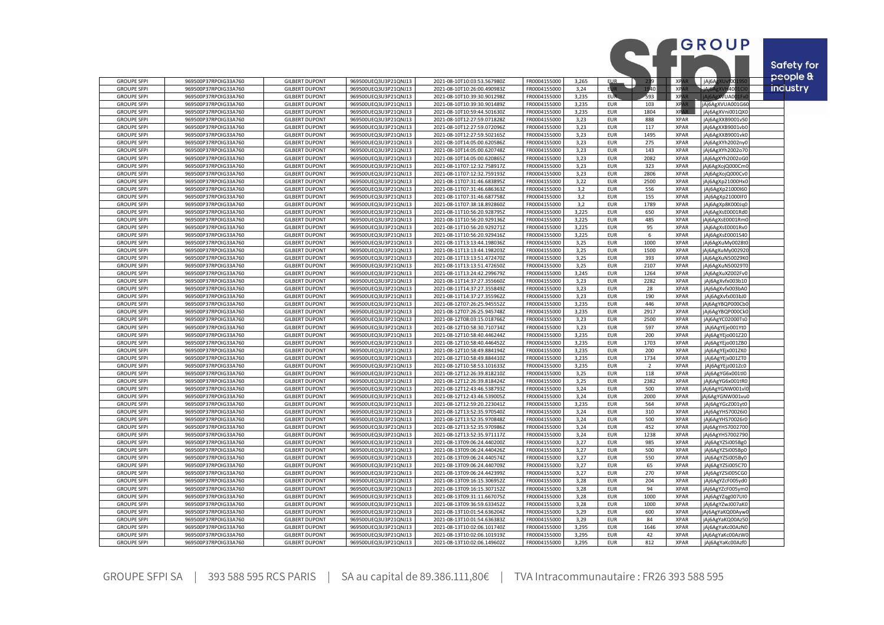| GROUPE SFPI | 969500P37RPOIG33A760 | GILBERT DUPONT | 969500UEQ3U3P21QNJ13 | 2021-08-10T10:03:53.567980Z | FR0004155000 | 3,265 | EUR | 239 | XPAR | jAj6AgXUvf001950 |
|---|---|---|---|---|---|---|---|---|---|---|
| GROUPE SFPI | 969500P37RPOIG33A760 | GILBERT DUPONT | 969500UEQ3U3P21QNJ13 | 2021-08-10T10:26:00.490983Z | FR0004155000 | 3,24 | EUR | 1040 | XPAR | jAj6AgXVH4001Cl0 |
| GROUPE SFPI | 969500P37RPOIG33A760 | GILBERT DUPONT | 969500UEQ3U3P21QNJ13 | 2021-08-10T10:39:30.901298Z | FR0004155000 | 3,235 | EUR | 593 | XPAR | jAj6AgXVUA001Fx0 |
| GROUPE SFPI | 969500P37RPOIG33A760 | GILBERT DUPONT | 969500UEQ3U3P21QNJ13 | 2021-08-10T10:39:30.901489Z | FR0004155000 | 3,235 | EUR | 103 | XPAR | jAj6AgXVUA001G60 |
| GROUPE SFPI | 969500P37RPOIG33A760 | GILBERT DUPONT | 969500UEQ3U3P21QNJ13 | 2021-08-10T10:59:44.501630Z | FR0004155000 | 3,235 | EUR | 1804 | XPAR | jAj6AgXVni001QX0 |
| GROUPE SFPI | 969500P37RPOIG33A760 | GILBERT DUPONT | 969500UEQ3U3P21QNJ13 | 2021-08-10T12:27:59.071828Z | FR0004155000 | 3,23 | EUR | 888 | XPAR | jAj6AgXXB9001vS0 |
| GROUPE SFPI | 969500P37RPOIG33A760 | GILBERT DUPONT | 969500UEQ3U3P21QNJ13 | 2021-08-10T12:27:59.072096Z | FR0004155000 | 3,23 | EUR | 117 | XPAR | jAj6AgXXB9001vb0 |
| GROUPE SFPI | 969500P37RPOIG33A760 | GILBERT DUPONT | 969500UEQ3U3P21QNJ13 | 2021-08-10T12:27:59.502165Z | FR0004155000 | 3,23 | EUR | 1495 | XPAR | jAj6AgXXB9001vk0 |
| GROUPE SFPI | 969500P37RPOIG33A760 | GILBERT DUPONT | 969500UEQ3U3P21QNJ13 | 2021-08-10T14:05:00.620586Z | FR0004155000 | 3,23 | EUR | 275 | XPAR | jAj6AgXYh2002ny0 |
| GROUPE SFPI | 969500P37RPOIG33A760 | GILBERT DUPONT | 969500UEQ3U3P21QNJ13 | 2021-08-10T14:05:00.620748Z | FR0004155000 | 3,23 | EUR | 143 | XPAR | jAj6AgXYh2002o70 |
| GROUPE SFPI | 969500P37RPOIG33A760 | GILBERT DUPONT | 969500UEQ3U3P21QNJ13 | 2021-08-10T14:05:00.620865Z | FR0004155000 | 3,23 | EUR | 2082 | XPAR | jAj6AgXYh2002oG0 |
| GROUPE SFPI | 969500P37RPOIG33A760 | GILBERT DUPONT | 969500UEQ3U3P21QNJ13 | 2021-08-11T07:12:32.758917Z | FR0004155000 | 3,23 | EUR | 323 | XPAR | jAj6AgXojQ000Cm0 |
| GROUPE SFPI | 969500P37RPOIG33A760 | GILBERT DUPONT | 969500UEQ3U3P21QNJ13 | 2021-08-11T07:12:32.759193Z | FR0004155000 | 3,23 | EUR | 2806 | XPAR | jAj6AgXojQ000Cv0 |
| GROUPE SFPI | 969500P37RPOIG33A760 | GILBERT DUPONT | 969500UEQ3U3P21QNJ13 | 2021-08-11T07:31:46.683895Z | FR0004155000 | 3,22 | EUR | 2500 | XPAR | jAj6AgXp21000Hx0 |
| GROUPE SFPI | 969500P37RPOIG33A760 | GILBERT DUPONT | 969500UEQ3U3P21QNJ13 | 2021-08-11T07:31:46.686363Z | FR0004155000 | 3,2 | EUR | 556 | XPAR | jAj6AgXp21000I60 |
| GROUPE SFPI | 969500P37RPOIG33A760 | GILBERT DUPONT | 969500UEQ3U3P21QNJ13 | 2021-08-11T07:31:46.687758Z | FR0004155000 | 3,2 | EUR | 155 | XPAR | jAj6AgXp21000IF0 |
| GROUPE SFPI | 969500P37RPOIG33A760 | GILBERT DUPONT | 969500UEQ3U3P21QNJ13 | 2021-08-11T07:38:18.892860Z | FR0004155000 | 3,2 | EUR | 1789 | XPAR | jAj6AgXp8K000Jq0 |
| GROUPE SFPI | 969500P37RPOIG33A760 | GILBERT DUPONT | 969500UEQ3U3P21QNJ13 | 2021-08-11T10:56:20.928795Z | FR0004155000 | 3,225 | EUR | 650 | XPAR | jAj6AgXsE0001Rd0 |
| GROUPE SFPI | 969500P37RPOIG33A760 | GILBERT DUPONT | 969500UEQ3U3P21QNJ13 | 2021-08-11T10:56:20.929136Z | FR0004155000 | 3,225 | EUR | 485 | XPAR | jAj6AgXsE0001Rm0 |
| GROUPE SFPI | 969500P37RPOIG33A760 | GILBERT DUPONT | 969500UEQ3U3P21QNJ13 | 2021-08-11T10:56:20.929271Z | FR0004155000 | 3,225 | EUR | 95 | XPAR | jAj6AgXsE0001Rv0 |
| GROUPE SFPI | 969500P37RPOIG33A760 | GILBERT DUPONT | 969500UEQ3U3P21QNJ13 | 2021-08-11T10:56:20.929416Z | FR0004155000 | 3,225 | EUR | 6 | XPAR | jAj6AgXsE0001S40 |
| GROUPE SFPI | 969500P37RPOIG33A760 | GILBERT DUPONT | 969500UEQ3U3P21QNJ13 | 2021-08-11T13:13:44.198036Z | FR0004155000 | 3,25 | EUR | 1000 | XPAR | jAj6AgXuMy0028t0 |
| GROUPE SFPI | 969500P37RPOIG33A760 | GILBERT DUPONT | 969500UEQ3U3P21QNJ13 | 2021-08-11T13:13:44.198203Z | FR0004155000 | 3,25 | EUR | 1500 | XPAR | jAj6AgXuMy002920 |
| GROUPE SFPI | 969500P37RPOIG33A760 | GILBERT DUPONT | 969500UEQ3U3P21QNJ13 | 2021-08-11T13:13:51.472470Z | FR0004155000 | 3,25 | EUR | 393 | XPAR | jAj6AgXuN50029K0 |
| GROUPE SFPI | 969500P37RPOIG33A760 | GILBERT DUPONT | 969500UEQ3U3P21QNJ13 | 2021-08-11T13:13:51.472650Z | FR0004155000 | 3,25 | EUR | 2107 | XPAR | jAj6AgXuN50029T0 |
| GROUPE SFPI | 969500P37RPOIG33A760 | GILBERT DUPONT | 969500UEQ3U3P21QNJ13 | 2021-08-11T13:24:42.299679Z | FR0004155000 | 3,245 | EUR | 1264 | XPAR | jAj6AgXuXZ002Fv0 |
| GROUPE SFPI | 969500P37RPOIG33A760 | GILBERT DUPONT | 969500UEQ3U3P21QNJ13 | 2021-08-11T14:37:27.355660Z | FR0004155000 | 3,23 | EUR | 2282 | XPAR | jAj6AgXvfx003b10 |
| GROUPE SFPI | 969500P37RPOIG33A760 | GILBERT DUPONT | 969500UEQ3U3P21QNJ13 | 2021-08-11T14:37:27.355849Z | FR0004155000 | 3,23 | EUR | 28 | XPAR | jAj6AgXvfx003bA0 |
| GROUPE SFPI | 969500P37RPOIG33A760 | GILBERT DUPONT | 969500UEQ3U3P21QNJ13 | 2021-08-11T14:37:27.355962Z | FR0004155000 | 3,23 | EUR | 190 | XPAR | jAj6AgXvfx003bJ0 |
| GROUPE SFPI | 969500P37RPOIG33A760 | GILBERT DUPONT | 969500UEQ3U3P21QNJ13 | 2021-08-12T07:26:25.945552Z | FR0004155000 | 3,235 | EUR | 446 | XPAR | jAj6AgYBQP000Cb0 |
| GROUPE SFPI | 969500P37RPOIG33A760 | GILBERT DUPONT | 969500UEQ3U3P21QNJ13 | 2021-08-12T07:26:25.945748Z | FR0004155000 | 3,235 | EUR | 2917 | XPAR | jAj6AgYBQP000Ck0 |
| GROUPE SFPI | 969500P37RPOIG33A760 | GILBERT DUPONT | 969500UEQ3U3P21QNJ13 | 2021-08-12T08:03:15.018766Z | FR0004155000 | 3,23 | EUR | 2500 | XPAR | jAj6AgYC02000Ts0 |
| GROUPE SFPI | 969500P37RPOIG33A760 | GILBERT DUPONT | 969500UEQ3U3P21QNJ13 | 2021-08-12T10:58:30.710734Z | FR0004155000 | 3,23 | EUR | 597 | XPAR | jAj6AgYEje001Yt0 |
| GROUPE SFPI | 969500P37RPOIG33A760 | GILBERT DUPONT | 969500UEQ3U3P21QNJ13 | 2021-08-12T10:58:40.446244Z | FR0004155000 | 3,235 | EUR | 200 | XPAR | jAj6AgYEjo001Z20 |
| GROUPE SFPI | 969500P37RPOIG33A760 | GILBERT DUPONT | 969500UEQ3U3P21QNJ13 | 2021-08-12T10:58:40.446452Z | FR0004155000 | 3,235 | EUR | 1703 | XPAR | jAj6AgYEjo001ZB0 |
| GROUPE SFPI | 969500P37RPOIG33A760 | GILBERT DUPONT | 969500UEQ3U3P21QNJ13 | 2021-08-12T10:58:49.884194Z | FR0004155000 | 3,235 | EUR | 200 | XPAR | jAj6AgYEjx001ZK0 |
| GROUPE SFPI | 969500P37RPOIG33A760 | GILBERT DUPONT | 969500UEQ3U3P21QNJ13 | 2021-08-12T10:58:49.884410Z | FR0004155000 | 3,235 | EUR | 1734 | XPAR | jAj6AgYEjx001ZT0 |
| GROUPE SFPI | 969500P37RPOIG33A760 | GILBERT DUPONT | 969500UEQ3U3P21QNJ13 | 2021-08-12T10:58:53.101633Z | FR0004155000 | 3,235 | EUR | 2 | XPAR | jAj6AgYEjz001Zc0 |
| GROUPE SFPI | 969500P37RPOIG33A760 | GILBERT DUPONT | 969500UEQ3U3P21QNJ13 | 2021-08-12T12:26:39.818210Z | FR0004155000 | 3,25 | EUR | 118 | XPAR | jAj6AgYG6x001tI0 |
| GROUPE SFPI | 969500P37RPOIG33A760 | GILBERT DUPONT | 969500UEQ3U3P21QNJ13 | 2021-08-12T12:26:39.818424Z | FR0004155000 | 3,25 | EUR | 2382 | XPAR | jAj6AgYG6x001tR0 |
| GROUPE SFPI | 969500P37RPOIG33A760 | GILBERT DUPONT | 969500UEQ3U3P21QNJ13 | 2021-08-12T12:43:46.538793Z | FR0004155000 | 3,24 | EUR | 500 | XPAR | jAj6AgYGNW001vl0 |
| GROUPE SFPI | 969500P37RPOIG33A760 | GILBERT DUPONT | 969500UEQ3U3P21QNJ13 | 2021-08-12T12:43:46.539005Z | FR0004155000 | 3,24 | EUR | 2000 | XPAR | jAj6AgYGNW001vu0 |
| GROUPE SFPI | 969500P37RPOIG33A760 | GILBERT DUPONT | 969500UEQ3U3P21QNJ13 | 2021-08-12T12:59:20.223041Z | FR0004155000 | 3,235 | EUR | 564 | XPAR | jAj6AgYGcZ001yt0 |
| GROUPE SFPI | 969500P37RPOIG33A760 | GILBERT DUPONT | 969500UEQ3U3P21QNJ13 | 2021-08-12T13:52:35.970540Z | FR0004155000 | 3,24 | EUR | 310 | XPAR | jAj6AgYHS70026i0 |
| GROUPE SFPI | 969500P37RPOIG33A760 | GILBERT DUPONT | 969500UEQ3U3P21QNJ13 | 2021-08-12T13:52:35.970848Z | FR0004155000 | 3,24 | EUR | 500 | XPAR | jAj6AgYHS70026r0 |
| GROUPE SFPI | 969500P37RPOIG33A760 | GILBERT DUPONT | 969500UEQ3U3P21QNJ13 | 2021-08-12T13:52:35.970986Z | FR0004155000 | 3,24 | EUR | 452 | XPAR | jAj6AgYHS7002700 |
| GROUPE SFPI | 969500P37RPOIG33A760 | GILBERT DUPONT | 969500UEQ3U3P21QNJ13 | 2021-08-12T13:52:35.971117Z | FR0004155000 | 3,24 | EUR | 1238 | XPAR | jAj6AgYHS7002790 |
| GROUPE SFPI | 969500P37RPOIG33A760 | GILBERT DUPONT | 969500UEQ3U3P21QNJ13 | 2021-08-13T09:06:24.440200Z | FR0004155000 | 3,27 | EUR | 985 | XPAR | jAj6AgYZSi005Bg0 |
| GROUPE SFPI | 969500P37RPOIG33A760 | GILBERT DUPONT | 969500UEQ3U3P21QNJ13 | 2021-08-13T09:06:24.440426Z | FR0004155000 | 3,27 | EUR | 500 | XPAR | jAj6AgYZSi005Bp0 |
| GROUPE SFPI | 969500P37RPOIG33A760 | GILBERT DUPONT | 969500UEQ3U3P21QNJ13 | 2021-08-13T09:06:24.440574Z | FR0004155000 | 3,27 | EUR | 550 | XPAR | jAj6AgYZSi005By0 |
| GROUPE SFPI | 969500P37RPOIG33A760 | GILBERT DUPONT | 969500UEQ3U3P21QNJ13 | 2021-08-13T09:06:24.440709Z | FR0004155000 | 3,27 | EUR | 65 | XPAR | jAj6AgYZSi005C70 |
| GROUPE SFPI | 969500P37RPOIG33A760 | GILBERT DUPONT | 969500UEQ3U3P21QNJ13 | 2021-08-13T09:06:24.442399Z | FR0004155000 | 3,27 | EUR | 270 | XPAR | jAj6AgYZSi005CG0 |
| GROUPE SFPI | 969500P37RPOIG33A760 | GILBERT DUPONT | 969500UEQ3U3P21QNJ13 | 2021-08-13T09:16:15.306952Z | FR0004155000 | 3,28 | EUR | 204 | XPAR | jAj6AgYZcF005yd0 |
| GROUPE SFPI | 969500P37RPOIG33A760 | GILBERT DUPONT | 969500UEQ3U3P21QNJ13 | 2021-08-13T09:16:15.307152Z | FR0004155000 | 3,28 | EUR | 94 | XPAR | jAj6AgYZcF005ym0 |
| GROUPE SFPI | 969500P37RPOIG33A760 | GILBERT DUPONT | 969500UEQ3U3P21QNJ13 | 2021-08-13T09:31:11.667075Z | FR0004155000 | 3,28 | EUR | 1000 | XPAR | jAj6AgYZqg007UI0 |
| GROUPE SFPI | 969500P37RPOIG33A760 | GILBERT DUPONT | 969500UEQ3U3P21QNJ13 | 2021-08-13T09:36:59.633452Z | FR0004155000 | 3,28 | EUR | 1000 | XPAR | jAj6AgYZwJ007aK0 |
| GROUPE SFPI | 969500P37RPOIG33A760 | GILBERT DUPONT | 969500UEQ3U3P21QNJ13 | 2021-08-13T10:01:54.636204Z | FR0004155000 | 3,29 | EUR | 600 | XPAR | jAj6AgYaKQ00Ayw0 |
| GROUPE SFPI | 969500P37RPOIG33A760 | GILBERT DUPONT | 969500UEQ3U3P21QNJ13 | 2021-08-13T10:01:54.636383Z | FR0004155000 | 3,29 | EUR | 84 | XPAR | jAj6AgYaKQ00Az50 |
| GROUPE SFPI | 969500P37RPOIG33A760 | GILBERT DUPONT | 969500UEQ3U3P21QNJ13 | 2021-08-13T10:02:06.101740Z | FR0004155000 | 3,295 | EUR | 1646 | XPAR | jAj6AgYaKc00AzN0 |
| GROUPE SFPI | 969500P37RPOIG33A760 | GILBERT DUPONT | 969500UEQ3U3P21QNJ13 | 2021-08-13T10:02:06.101919Z | FR0004155000 | 3,295 | EUR | 42 | XPAR | jAj6AgYaKc00AzW0 |
| GROUPE SFPI | 969500P37RPOIG33A760 | GILBERT DUPONT | 969500UEQ3U3P21QNJ13 | 2021-08-13T10:02:06.149602Z | FR0004155000 | 3,295 | EUR | 812 | XPAR | jAj6AgYaKc00Azf0 |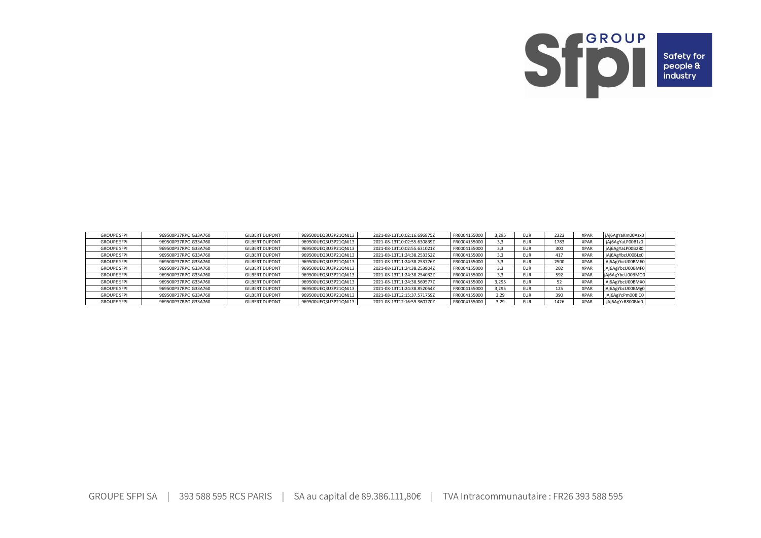| | | | | | | | | | | |
|---|---|---|---|---|---|---|---|---|---|---|
| GROUPE SFPI | 969500P37RPOIG33A760 | GILBERT DUPONT | 969500UEQ3U3P21QNJ13 | 2021-08-13T10:02:16.696875Z | FR0004155000 | 3,295 | EUR | 2323 | XPAR | jAj6AgYaKm00Azx0 |
| GROUPE SFPI | 969500P37RPOIG33A760 | GILBERT DUPONT | 969500UEQ3U3P21QNJ13 | 2021-08-13T10:02:55.630839Z | FR0004155000 | 3,3 | EUR | 1783 | XPAR | jAj6AgYaLP00B1z0 |
| GROUPE SFPI | 969500P37RPOIG33A760 | GILBERT DUPONT | 969500UEQ3U3P21QNJ13 | 2021-08-13T10:02:55.631021Z | FR0004155000 | 3,3 | EUR | 300 | XPAR | jAj6AgYaLP00B280 |
| GROUPE SFPI | 969500P37RPOIG33A760 | GILBERT DUPONT | 969500UEQ3U3P21QNJ13 | 2021-08-13T11:24:38.253352Z | FR0004155000 | 3,3 | EUR | 417 | XPAR | jAj6AgYbcU00BLx0 |
| GROUPE SFPI | 969500P37RPOIG33A760 | GILBERT DUPONT | 969500UEQ3U3P21QNJ13 | 2021-08-13T11:24:38.253776Z | FR0004155000 | 3,3 | EUR | 2500 | XPAR | jAj6AgYbcU00BM60 |
| GROUPE SFPI | 969500P37RPOIG33A760 | GILBERT DUPONT | 969500UEQ3U3P21QNJ13 | 2021-08-13T11:24:38.253904Z | FR0004155000 | 3,3 | EUR | 202 | XPAR | jAj6AgYbcU00BMF0 |
| GROUPE SFPI | 969500P37RPOIG33A760 | GILBERT DUPONT | 969500UEQ3U3P21QNJ13 | 2021-08-13T11:24:38.254032Z | FR0004155000 | 3,3 | EUR | 592 | XPAR | jAj6AgYbcU00BMO0 |
| GROUPE SFPI | 969500P37RPOIG33A760 | GILBERT DUPONT | 969500UEQ3U3P21QNJ13 | 2021-08-13T11:24:38.569577Z | FR0004155000 | 3,295 | EUR | 52 | XPAR | jAj6AgYbcU00BMX0 |
| GROUPE SFPI | 969500P37RPOIG33A760 | GILBERT DUPONT | 969500UEQ3U3P21QNJ13 | 2021-08-13T11:24:38.852054Z | FR0004155000 | 3,295 | EUR | 125 | XPAR | jAj6AgYbcU00BMg0 |
| GROUPE SFPI | 969500P37RPOIG33A760 | GILBERT DUPONT | 969500UEQ3U3P21QNJ13 | 2021-08-13T12:15:37.571759Z | FR0004155000 | 3,29 | EUR | 390 | XPAR | jAj6AgYcPm00BlC0 |
| GROUPE SFPI | 969500P37RPOIG33A760 | GILBERT DUPONT | 969500UEQ3U3P21QNJ13 | 2021-08-13T12:16:59.360770Z | FR0004155000 | 3,29 | EUR | 1426 | XPAR | jAj6AgYcR800Bld0 |